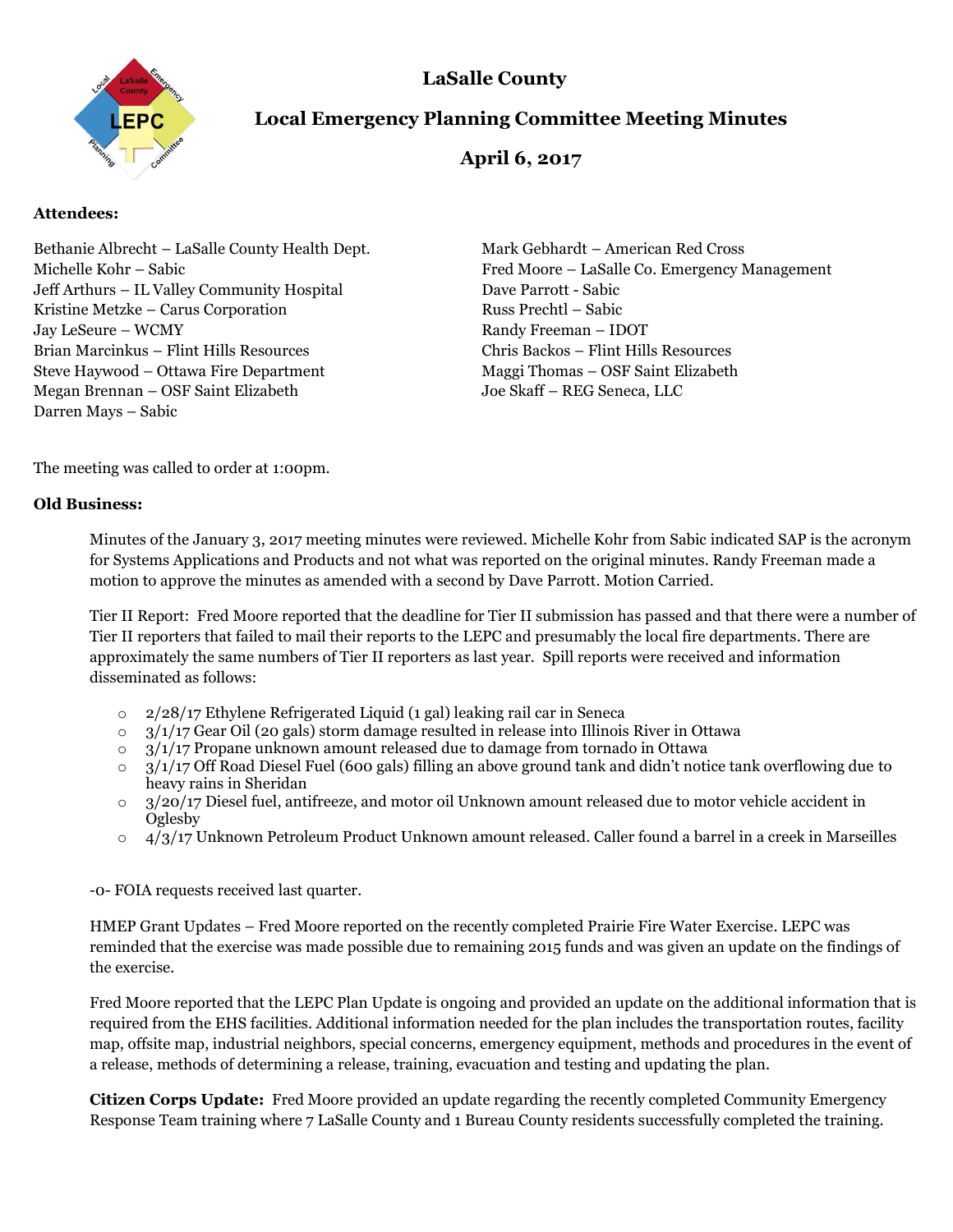# LaSalle County

## Local Emergency Planning Committee Meeting Minutes

## April 6, 2017

**Attendees:**

Bethanie Albrecht – LaSalle County Health Dept.
Michelle Kohr – Sabic
Jeff Arthurs – IL Valley Community Hospital
Kristine Metzke – Carus Corporation
Jay LeSeure – WCMY
Brian Marcinkus – Flint Hills Resources
Steve Haywood – Ottawa Fire Department
Megan Brennan – OSF Saint Elizabeth
Darren Mays – Sabic
Mark Gebhardt – American Red Cross
Fred Moore – LaSalle Co. Emergency Management
Dave Parrott - Sabic
Russ Prechtl – Sabic
Randy Freeman – IDOT
Chris Backos – Flint Hills Resources
Maggi Thomas – OSF Saint Elizabeth
Joe Skaff – REG Seneca, LLC

The meeting was called to order at 1:00pm.

**Old Business:**

Minutes of the January 3, 2017 meeting minutes were reviewed. Michelle Kohr from Sabic indicated SAP is the acronym for Systems Applications and Products and not what was reported on the original minutes. Randy Freeman made a motion to approve the minutes as amended with a second by Dave Parrott. Motion Carried.

Tier II Report: Fred Moore reported that the deadline for Tier II submission has passed and that there were a number of Tier II reporters that failed to mail their reports to the LEPC and presumably the local fire departments. There are approximately the same numbers of Tier II reporters as last year. Spill reports were received and information disseminated as follows:

- 2/28/17 Ethylene Refrigerated Liquid (1 gal) leaking rail car in Seneca
- 3/1/17 Gear Oil (20 gals) storm damage resulted in release into Illinois River in Ottawa
- 3/1/17 Propane unknown amount released due to damage from tornado in Ottawa
- 3/1/17 Off Road Diesel Fuel (600 gals) filling an above ground tank and didn't notice tank overflowing due to heavy rains in Sheridan
- 3/20/17 Diesel fuel, antifreeze, and motor oil Unknown amount released due to motor vehicle accident in Oglesby
- 4/3/17 Unknown Petroleum Product Unknown amount released. Caller found a barrel in a creek in Marseilles

-0- FOIA requests received last quarter.

HMEP Grant Updates – Fred Moore reported on the recently completed Prairie Fire Water Exercise. LEPC was reminded that the exercise was made possible due to remaining 2015 funds and was given an update on the findings of the exercise.

Fred Moore reported that the LEPC Plan Update is ongoing and provided an update on the additional information that is required from the EHS facilities. Additional information needed for the plan includes the transportation routes, facility map, offsite map, industrial neighbors, special concerns, emergency equipment, methods and procedures in the event of a release, methods of determining a release, training, evacuation and testing and updating the plan.

**Citizen Corps Update:** Fred Moore provided an update regarding the recently completed Community Emergency Response Team training where 7 LaSalle County and 1 Bureau County residents successfully completed the training.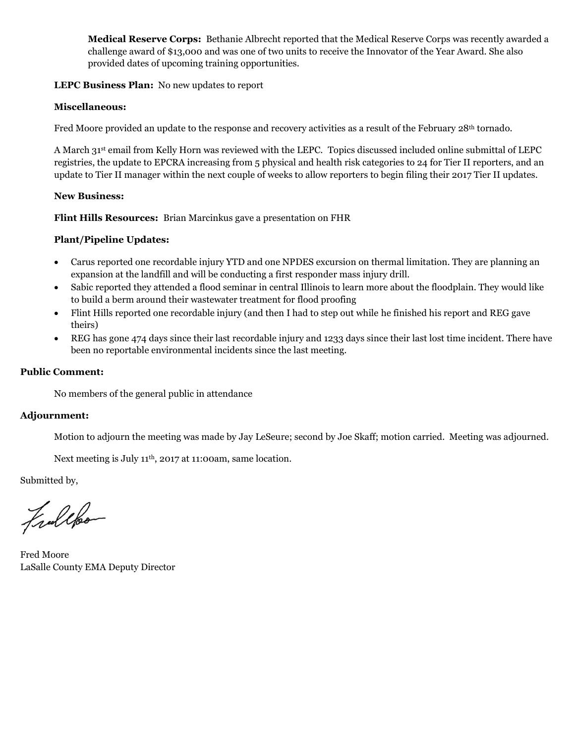**Medical Reserve Corps:** Bethanie Albrecht reported that the Medical Reserve Corps was recently awarded a challenge award of $13,000 and was one of two units to receive the Innovator of the Year Award. She also provided dates of upcoming training opportunities.

**LEPC Business Plan:** No new updates to report

**Miscellaneous:**

Fred Moore provided an update to the response and recovery activities as a result of the February 28th tornado.

A March 31st email from Kelly Horn was reviewed with the LEPC. Topics discussed included online submittal of LEPC registries, the update to EPCRA increasing from 5 physical and health risk categories to 24 for Tier II reporters, and an update to Tier II manager within the next couple of weeks to allow reporters to begin filing their 2017 Tier II updates.

**New Business:**

**Flint Hills Resources:** Brian Marcinkus gave a presentation on FHR

**Plant/Pipeline Updates:**

- Carus reported one recordable injury YTD and one NPDES excursion on thermal limitation. They are planning an expansion at the landfill and will be conducting a first responder mass injury drill.
- Sabic reported they attended a flood seminar in central Illinois to learn more about the floodplain. They would like to build a berm around their wastewater treatment for flood proofing
- Flint Hills reported one recordable injury (and then I had to step out while he finished his report and REG gave theirs)
- REG has gone 474 days since their last recordable injury and 1233 days since their last lost time incident. There have been no reportable environmental incidents since the last meeting.

**Public Comment:**

No members of the general public in attendance

**Adjournment:**

Motion to adjourn the meeting was made by Jay LeSeure; second by Joe Skaff; motion carried. Meeting was adjourned.

Next meeting is July 11th, 2017 at 11:00am, same location.

Submitted by,

Fred Moore
LaSalle County EMA Deputy Director